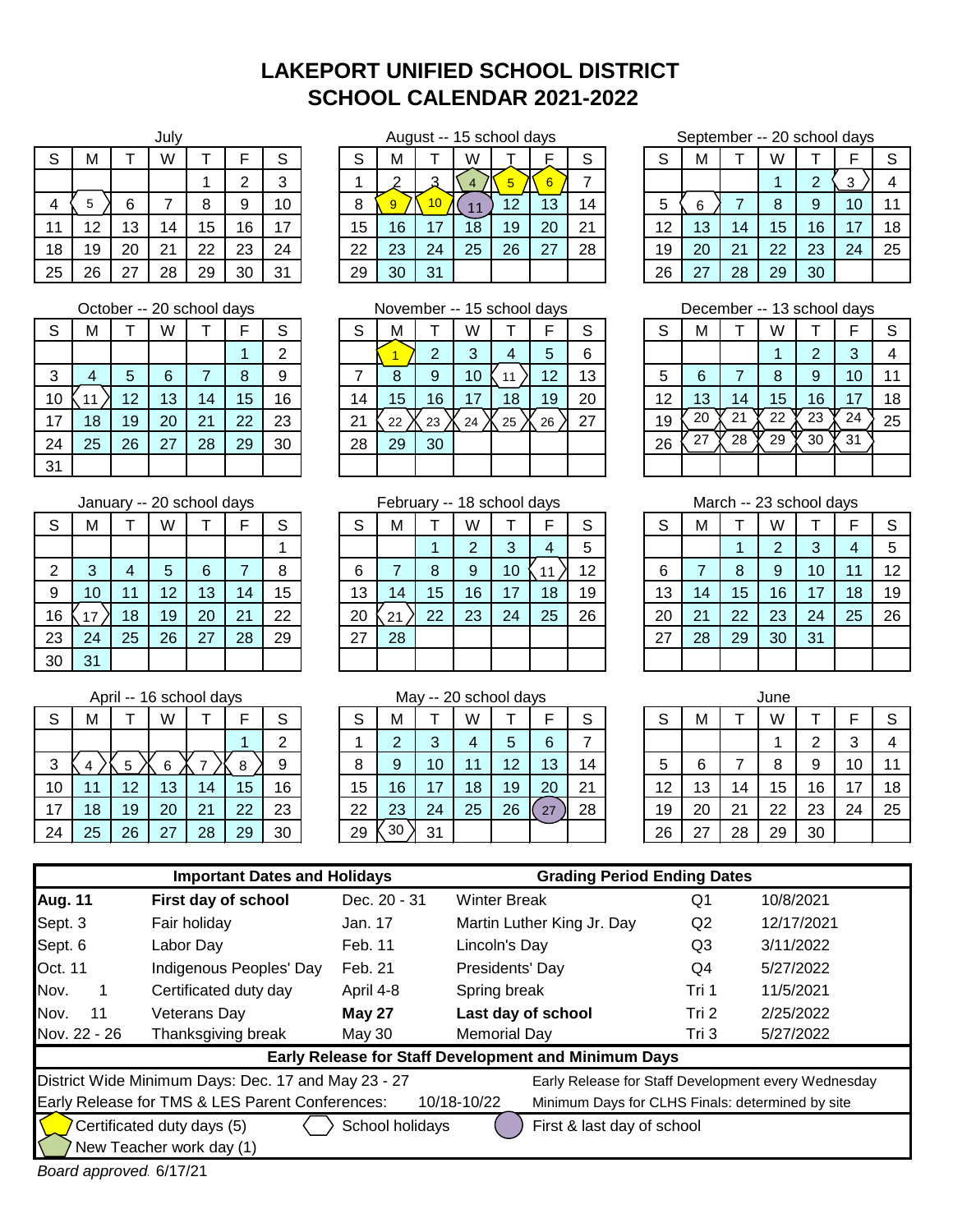# LAKEPORT UNIFIED SCHOOL DISTRICT
# SCHOOL CALENDAR 2021-2022

**July**

| S | M | T | W | T | F | S |
|---|---|---|---|---|---|---|
| | | | | 1 | 2 | 3 |
| 4 | 5 | 6 | 7 | 8 | 9 | 10 |
| 11 | 12 | 13 | 14 | 15 | 16 | 17 |
| 18 | 19 | 20 | 21 | 22 | 23 | 24 |
| 25 | 26 | 27 | 28 | 29 | 30 | 31 |

**August -- 15 school days**

| S | M | T | W | T | F | S |
|---|---|---|---|---|---|---|
| 1 | 2 | 3 | 4 | 5 | 6 | 7 |
| 8 | 9 | 10 | 11 | 12 | 13 | 14 |
| 15 | 16 | 17 | 18 | 19 | 20 | 21 |
| 22 | 23 | 24 | 25 | 26 | 27 | 28 |
| 29 | 30 | 31 | | | | |

**September -- 20 school days**

| S | M | T | W | T | F | S |
|---|---|---|---|---|---|---|
| | | | 1 | 2 | 3 | 4 |
| 5 | 6 | 7 | 8 | 9 | 10 | 11 |
| 12 | 13 | 14 | 15 | 16 | 17 | 18 |
| 19 | 20 | 21 | 22 | 23 | 24 | 25 |
| 26 | 27 | 28 | 29 | 30 | | |

**October -- 20 school days**

| S | M | T | W | T | F | S |
|---|---|---|---|---|---|---|
| | | | | | 1 | 2 |
| 3 | 4 | 5 | 6 | 7 | 8 | 9 |
| 10 | 11 | 12 | 13 | 14 | 15 | 16 |
| 17 | 18 | 19 | 20 | 21 | 22 | 23 |
| 24 | 25 | 26 | 27 | 28 | 29 | 30 |
| 31 | | | | | | |

**November -- 15 school days**

| S | M | T | W | T | F | S |
|---|---|---|---|---|---|---|
| | 1 | 2 | 3 | 4 | 5 | 6 |
| 7 | 8 | 9 | 10 | 11 | 12 | 13 |
| 14 | 15 | 16 | 17 | 18 | 19 | 20 |
| 21 | 22 | 23 | 24 | 25 | 26 | 27 |
| 28 | 29 | 30 | | | | |

**December -- 13 school days**

| S | M | T | W | T | F | S |
|---|---|---|---|---|---|---|
| | | | 1 | 2 | 3 | 4 |
| 5 | 6 | 7 | 8 | 9 | 10 | 11 |
| 12 | 13 | 14 | 15 | 16 | 17 | 18 |
| 19 | 20 | 21 | 22 | 23 | 24 | 25 |
| 26 | 27 | 28 | 29 | 30 | 31 | |

**January -- 20 school days**

| S | M | T | W | T | F | S |
|---|---|---|---|---|---|---|
| | | | | | | 1 |
| 2 | 3 | 4 | 5 | 6 | 7 | 8 |
| 9 | 10 | 11 | 12 | 13 | 14 | 15 |
| 16 | 17 | 18 | 19 | 20 | 21 | 22 |
| 23 | 24 | 25 | 26 | 27 | 28 | 29 |
| 30 | 31 | | | | | |

**February -- 18 school days**

| S | M | T | W | T | F | S |
|---|---|---|---|---|---|---|
| | | 1 | 2 | 3 | 4 | 5 |
| 6 | 7 | 8 | 9 | 10 | 11 | 12 |
| 13 | 14 | 15 | 16 | 17 | 18 | 19 |
| 20 | 21 | 22 | 23 | 24 | 25 | 26 |
| 27 | 28 | | | | | |

**March -- 23 school days**

| S | M | T | W | T | F | S |
|---|---|---|---|---|---|---|
| | | 1 | 2 | 3 | 4 | 5 |
| 6 | 7 | 8 | 9 | 10 | 11 | 12 |
| 13 | 14 | 15 | 16 | 17 | 18 | 19 |
| 20 | 21 | 22 | 23 | 24 | 25 | 26 |
| 27 | 28 | 29 | 30 | 31 | | |

**April -- 16 school days**

| S | M | T | W | T | F | S |
|---|---|---|---|---|---|---|
| | | | | | 1 | 2 |
| 3 | 4 | 5 | 6 | 7 | 8 | 9 |
| 10 | 11 | 12 | 13 | 14 | 15 | 16 |
| 17 | 18 | 19 | 20 | 21 | 22 | 23 |
| 24 | 25 | 26 | 27 | 28 | 29 | 30 |

**May -- 20 school days**

| S | M | T | W | T | F | S |
|---|---|---|---|---|---|---|
| 1 | 2 | 3 | 4 | 5 | 6 | 7 |
| 8 | 9 | 10 | 11 | 12 | 13 | 14 |
| 15 | 16 | 17 | 18 | 19 | 20 | 21 |
| 22 | 23 | 24 | 25 | 26 | 27 | 28 |
| 29 | 30 | 31 | | | | |

**June**

| S | M | T | W | T | F | S |
|---|---|---|---|---|---|---|
| | | | 1 | 2 | 3 | 4 |
| 5 | 6 | 7 | 8 | 9 | 10 | 11 |
| 12 | 13 | 14 | 15 | 16 | 17 | 18 |
| 19 | 20 | 21 | 22 | 23 | 24 | 25 |
| 26 | 27 | 28 | 29 | 30 | | |

## Important Dates and Holidays

| Date | Event | Date | Event |
|---|---|---|---|
| **Aug. 11** | **First day of school** | Dec. 20 - 31 | Winter Break |
| Sept. 3 | Fair holiday | Jan. 17 | Martin Luther King Jr. Day |
| Sept. 6 | Labor Day | Feb. 11 | Lincoln's Day |
| Oct. 11 | Indigenous Peoples' Day | Feb. 21 | Presidents' Day |
| Nov. 1 | Certificated duty day | April 4-8 | Spring break |
| Nov. 11 | Veterans Day | **May 27** | **Last day of school** |
| Nov. 22 - 26 | Thanksgiving break | May 30 | Memorial Day |

## Grading Period Ending Dates

| Period | Date |
|---|---|
| Q1 | 10/8/2021 |
| Q2 | 12/17/2021 |
| Q3 | 3/11/2022 |
| Q4 | 5/27/2022 |
| Tri 1 | 11/5/2021 |
| Tri 2 | 2/25/2022 |
| Tri 3 | 5/27/2022 |

## Early Release for Staff Development and Minimum Days

District Wide Minimum Days: Dec. 17 and May 23 - 27

Early Release for TMS & LES Parent Conferences: 10/18-10/22

Early Release for Staff Development every Wednesday

Minimum Days for CLHS Finals: determined by site

Certificated duty days (5) — School holidays — First & last day of school

New Teacher work day (1)

*Board approved* 6/17/21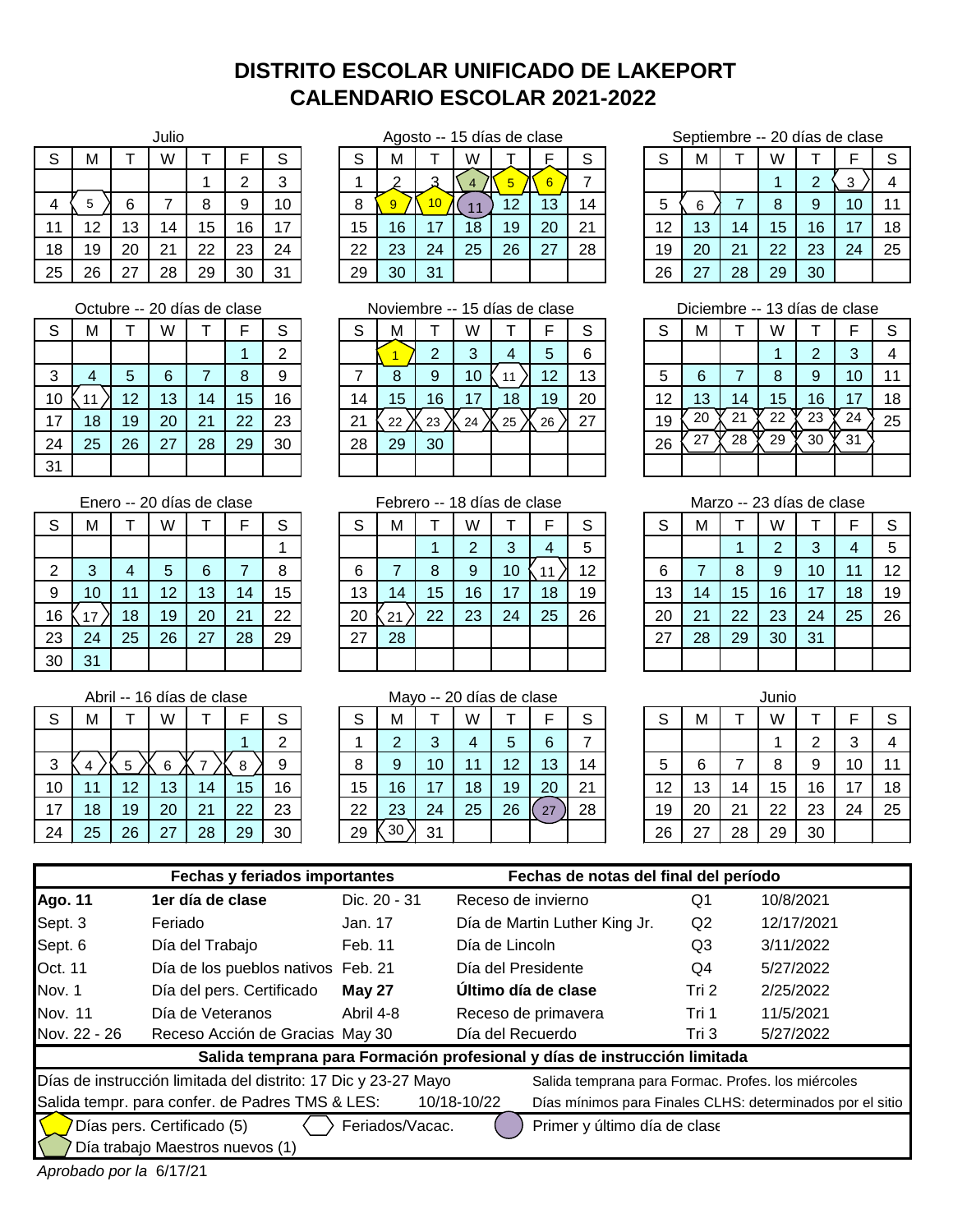# DISTRITO ESCOLAR UNIFICADO DE LAKEPORT
# CALENDARIO ESCOLAR 2021-2022

**Julio**

| S | M | T | W | T | F | S |
|---|---|---|---|---|---|---|
| | | | | 1 | 2 | 3 |
| 4 | 5 | 6 | 7 | 8 | 9 | 10 |
| 11 | 12 | 13 | 14 | 15 | 16 | 17 |
| 18 | 19 | 20 | 21 | 22 | 23 | 24 |
| 25 | 26 | 27 | 28 | 29 | 30 | 31 |

**Agosto -- 15 días de clase**

| S | M | T | W | T | F | S |
|---|---|---|---|---|---|---|
| 1 | 2 | 3 | 4 | 5 | 6 | 7 |
| 8 | 9 | 10 | 11 | 12 | 13 | 14 |
| 15 | 16 | 17 | 18 | 19 | 20 | 21 |
| 22 | 23 | 24 | 25 | 26 | 27 | 28 |
| 29 | 30 | 31 | | | | |

**Septiembre -- 20 días de clase**

| S | M | T | W | T | F | S |
|---|---|---|---|---|---|---|
| | | | 1 | 2 | 3 | 4 |
| 5 | 6 | 7 | 8 | 9 | 10 | 11 |
| 12 | 13 | 14 | 15 | 16 | 17 | 18 |
| 19 | 20 | 21 | 22 | 23 | 24 | 25 |
| 26 | 27 | 28 | 29 | 30 | | |

**Octubre -- 20 días de clase**

| S | M | T | W | T | F | S |
|---|---|---|---|---|---|---|
| | | | | | 1 | 2 |
| 3 | 4 | 5 | 6 | 7 | 8 | 9 |
| 10 | 11 | 12 | 13 | 14 | 15 | 16 |
| 17 | 18 | 19 | 20 | 21 | 22 | 23 |
| 24 | 25 | 26 | 27 | 28 | 29 | 30 |
| 31 | | | | | | |

**Noviembre -- 15 días de clase**

| S | M | T | W | T | F | S |
|---|---|---|---|---|---|---|
| | 1 | 2 | 3 | 4 | 5 | 6 |
| 7 | 8 | 9 | 10 | 11 | 12 | 13 |
| 14 | 15 | 16 | 17 | 18 | 19 | 20 |
| 21 | 22 | 23 | 24 | 25 | 26 | 27 |
| 28 | 29 | 30 | | | | |

**Diciembre -- 13 días de clase**

| S | M | T | W | T | F | S |
|---|---|---|---|---|---|---|
| | | | 1 | 2 | 3 | 4 |
| 5 | 6 | 7 | 8 | 9 | 10 | 11 |
| 12 | 13 | 14 | 15 | 16 | 17 | 18 |
| 19 | 20 | 21 | 22 | 23 | 24 | 25 |
| 26 | 27 | 28 | 29 | 30 | 31 | |

**Enero -- 20 días de clase**

| S | M | T | W | T | F | S |
|---|---|---|---|---|---|---|
| | | | | | | 1 |
| 2 | 3 | 4 | 5 | 6 | 7 | 8 |
| 9 | 10 | 11 | 12 | 13 | 14 | 15 |
| 16 | 17 | 18 | 19 | 20 | 21 | 22 |
| 23 | 24 | 25 | 26 | 27 | 28 | 29 |
| 30 | 31 | | | | | |

**Febrero -- 18 días de clase**

| S | M | T | W | T | F | S |
|---|---|---|---|---|---|---|
| | | 1 | 2 | 3 | 4 | 5 |
| 6 | 7 | 8 | 9 | 10 | 11 | 12 |
| 13 | 14 | 15 | 16 | 17 | 18 | 19 |
| 20 | 21 | 22 | 23 | 24 | 25 | 26 |
| 27 | 28 | | | | | |

**Marzo -- 23 días de clase**

| S | M | T | W | T | F | S |
|---|---|---|---|---|---|---|
| | | 1 | 2 | 3 | 4 | 5 |
| 6 | 7 | 8 | 9 | 10 | 11 | 12 |
| 13 | 14 | 15 | 16 | 17 | 18 | 19 |
| 20 | 21 | 22 | 23 | 24 | 25 | 26 |
| 27 | 28 | 29 | 30 | 31 | | |

**Abril -- 16 días de clase**

| S | M | T | W | T | F | S |
|---|---|---|---|---|---|---|
| | | | | | 1 | 2 |
| 3 | 4 | 5 | 6 | 7 | 8 | 9 |
| 10 | 11 | 12 | 13 | 14 | 15 | 16 |
| 17 | 18 | 19 | 20 | 21 | 22 | 23 |
| 24 | 25 | 26 | 27 | 28 | 29 | 30 |

**Mayo -- 20 días de clase**

| S | M | T | W | T | F | S |
|---|---|---|---|---|---|---|
| 1 | 2 | 3 | 4 | 5 | 6 | 7 |
| 8 | 9 | 10 | 11 | 12 | 13 | 14 |
| 15 | 16 | 17 | 18 | 19 | 20 | 21 |
| 22 | 23 | 24 | 25 | 26 | 27 | 28 |
| 29 | 30 | 31 | | | | |

**Junio**

| S | M | T | W | T | F | S |
|---|---|---|---|---|---|---|
| | | | 1 | 2 | 3 | 4 |
| 5 | 6 | 7 | 8 | 9 | 10 | 11 |
| 12 | 13 | 14 | 15 | 16 | 17 | 18 |
| 19 | 20 | 21 | 22 | 23 | 24 | 25 |
| 26 | 27 | 28 | 29 | 30 | | |

| Fechas y feriados importantes | | | | Fechas de notas del final del período | |
|---|---|---|---|---|---|
| **Ago. 11** | **1er día de clase** | Dic. 20 - 31 | Receso de invierno | Q1 | 10/8/2021 |
| Sept. 3 | Feriado | Jan. 17 | Día de Martin Luther King Jr. | Q2 | 12/17/2021 |
| Sept. 6 | Día del Trabajo | Feb. 11 | Día de Lincoln | Q3 | 3/11/2022 |
| Oct. 11 | Día de los pueblos nativos | Feb. 21 | Día del Presidente | Q4 | 5/27/2022 |
| Nov. 1 | Día del pers. Certificado | **May 27** | **Último día de clase** | Tri 2 | 2/25/2022 |
| Nov. 11 | Día de Veteranos | Abril 4-8 | Receso de primavera | Tri 1 | 11/5/2021 |
| Nov. 22 - 26 | Receso Acción de Gracias | May 30 | Día del Recuerdo | Tri 3 | 5/27/2022 |

**Salida temprana para Formación profesional y días de instrucción limitada**

Días de instrucción limitada del distrito: 17 Dic y 23-27 Mayo

Salida temprana para Formac. Profes. los miércoles

Salida tempr. para confer. de Padres TMS & LES: 10/18-10/22

Días mínimos para Finales CLHS: determinados por el sitio

Días pers. Certificado (5)

Feriados/Vacac.

Primer y último día de clase

Día trabajo Maestros nuevos (1)

*Aprobado por la* 6/17/21